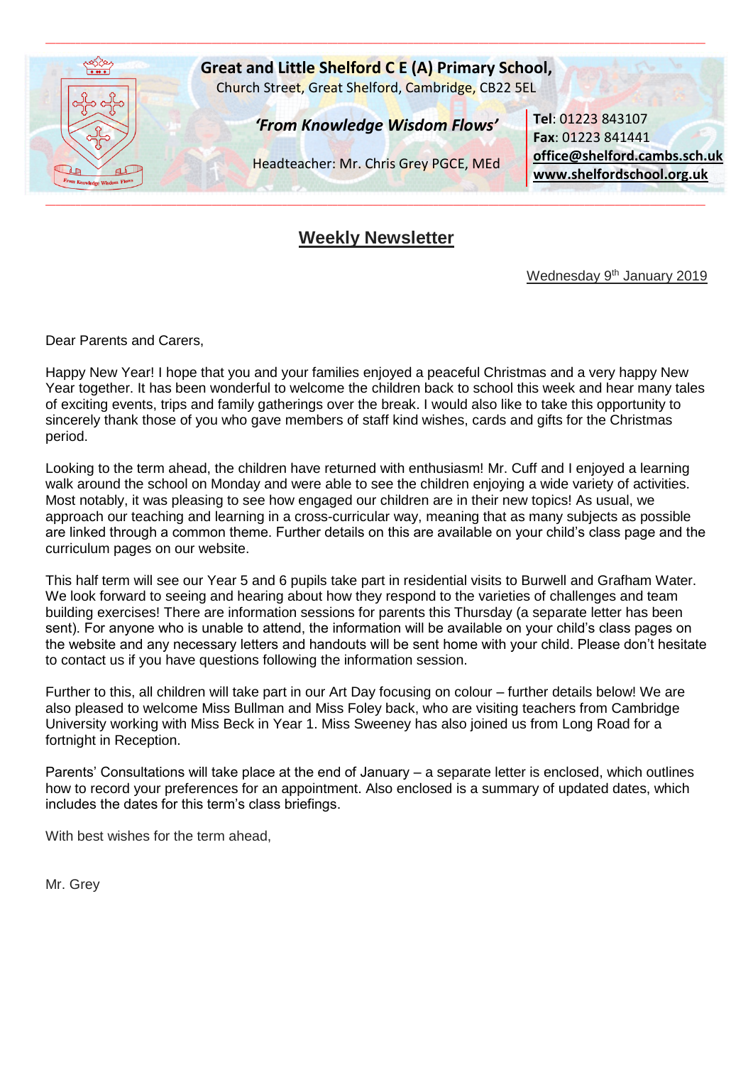**Great and Little Shelford C E (A) Primary School,**
Church Street, Great Shelford, Cambridge, CB22 5EL

***'From Knowledge Wisdom Flows'***

Headteacher: Mr. Chris Grey PGCE, MEd

**Tel**: 01223 843107
**Fax**: 01223 841441
**office@shelford.cambs.sch.uk**
**www.shelfordschool.org.uk**

## Weekly Newsletter

Wednesday 9th January 2019

Dear Parents and Carers,

Happy New Year! I hope that you and your families enjoyed a peaceful Christmas and a very happy New Year together. It has been wonderful to welcome the children back to school this week and hear many tales of exciting events, trips and family gatherings over the break. I would also like to take this opportunity to sincerely thank those of you who gave members of staff kind wishes, cards and gifts for the Christmas period.

Looking to the term ahead, the children have returned with enthusiasm! Mr. Cuff and I enjoyed a learning walk around the school on Monday and were able to see the children enjoying a wide variety of activities. Most notably, it was pleasing to see how engaged our children are in their new topics! As usual, we approach our teaching and learning in a cross-curricular way, meaning that as many subjects as possible are linked through a common theme. Further details on this are available on your child's class page and the curriculum pages on our website.

This half term will see our Year 5 and 6 pupils take part in residential visits to Burwell and Grafham Water. We look forward to seeing and hearing about how they respond to the varieties of challenges and team building exercises! There are information sessions for parents this Thursday (a separate letter has been sent). For anyone who is unable to attend, the information will be available on your child's class pages on the website and any necessary letters and handouts will be sent home with your child. Please don't hesitate to contact us if you have questions following the information session.

Further to this, all children will take part in our Art Day focusing on colour – further details below! We are also pleased to welcome Miss Bullman and Miss Foley back, who are visiting teachers from Cambridge University working with Miss Beck in Year 1. Miss Sweeney has also joined us from Long Road for a fortnight in Reception.

Parents' Consultations will take place at the end of January – a separate letter is enclosed, which outlines how to record your preferences for an appointment. Also enclosed is a summary of updated dates, which includes the dates for this term's class briefings.

With best wishes for the term ahead,

Mr. Grey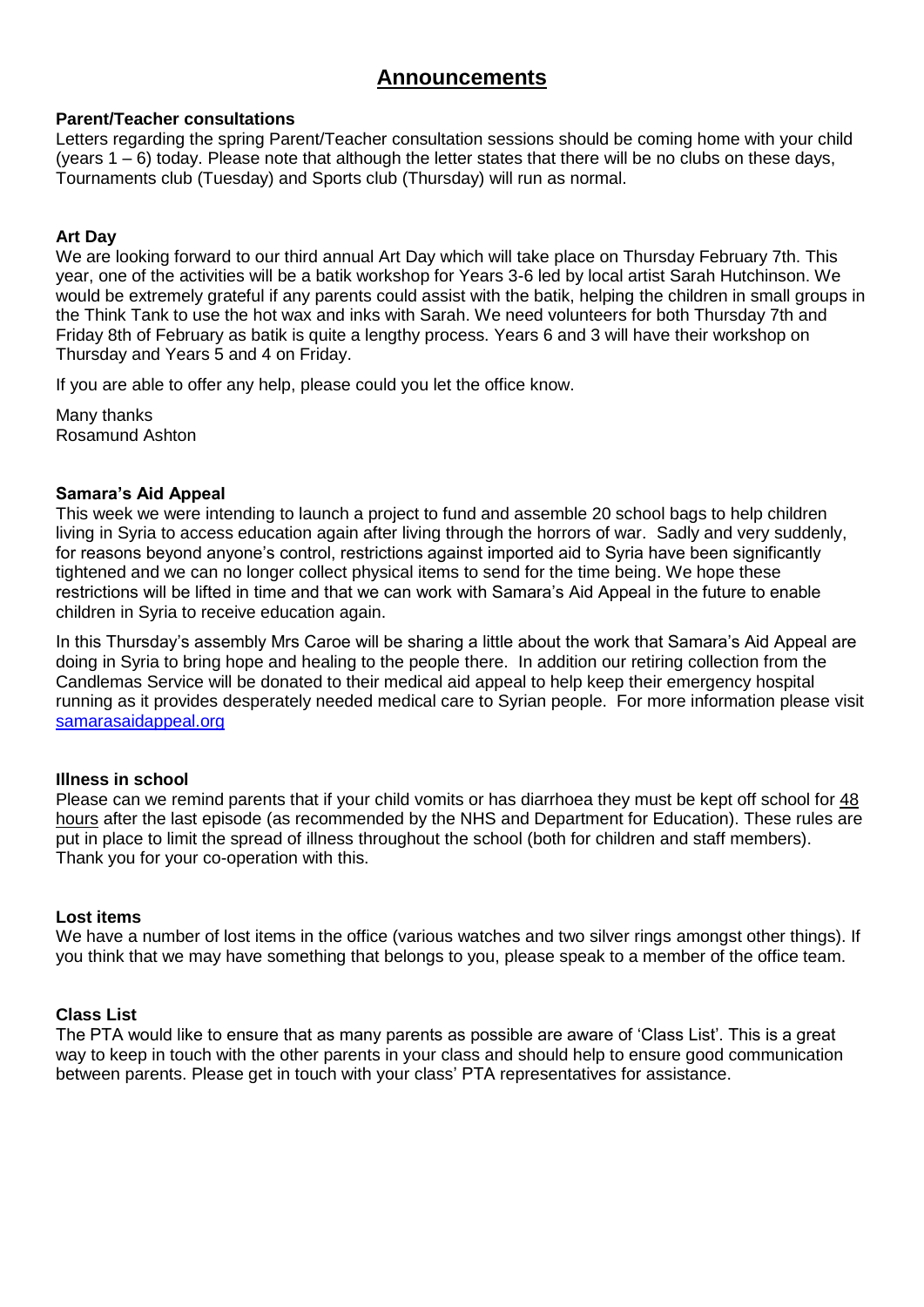# Announcements

**Parent/Teacher consultations**

Letters regarding the spring Parent/Teacher consultation sessions should be coming home with your child (years 1 – 6) today. Please note that although the letter states that there will be no clubs on these days, Tournaments club (Tuesday) and Sports club (Thursday) will run as normal.

**Art Day**

We are looking forward to our third annual Art Day which will take place on Thursday February 7th. This year, one of the activities will be a batik workshop for Years 3-6 led by local artist Sarah Hutchinson. We would be extremely grateful if any parents could assist with the batik, helping the children in small groups in the Think Tank to use the hot wax and inks with Sarah. We need volunteers for both Thursday 7th and Friday 8th of February as batik is quite a lengthy process. Years 6 and 3 will have their workshop on Thursday and Years 5 and 4 on Friday.

If you are able to offer any help, please could you let the office know.

Many thanks
Rosamund Ashton

**Samara's Aid Appeal**

This week we were intending to launch a project to fund and assemble 20 school bags to help children living in Syria to access education again after living through the horrors of war. Sadly and very suddenly, for reasons beyond anyone's control, restrictions against imported aid to Syria have been significantly tightened and we can no longer collect physical items to send for the time being. We hope these restrictions will be lifted in time and that we can work with Samara's Aid Appeal in the future to enable children in Syria to receive education again.

In this Thursday's assembly Mrs Caroe will be sharing a little about the work that Samara's Aid Appeal are doing in Syria to bring hope and healing to the people there. In addition our retiring collection from the Candlemas Service will be donated to their medical aid appeal to help keep their emergency hospital running as it provides desperately needed medical care to Syrian people. For more information please visit [samarasaidappeal.org](samarasaidappeal.org)

**Illness in school**

Please can we remind parents that if your child vomits or has diarrhoea they must be kept off school for 48 hours after the last episode (as recommended by the NHS and Department for Education). These rules are put in place to limit the spread of illness throughout the school (both for children and staff members). Thank you for your co-operation with this.

**Lost items**

We have a number of lost items in the office (various watches and two silver rings amongst other things). If you think that we may have something that belongs to you, please speak to a member of the office team.

**Class List**

The PTA would like to ensure that as many parents as possible are aware of 'Class List'. This is a great way to keep in touch with the other parents in your class and should help to ensure good communication between parents. Please get in touch with your class' PTA representatives for assistance.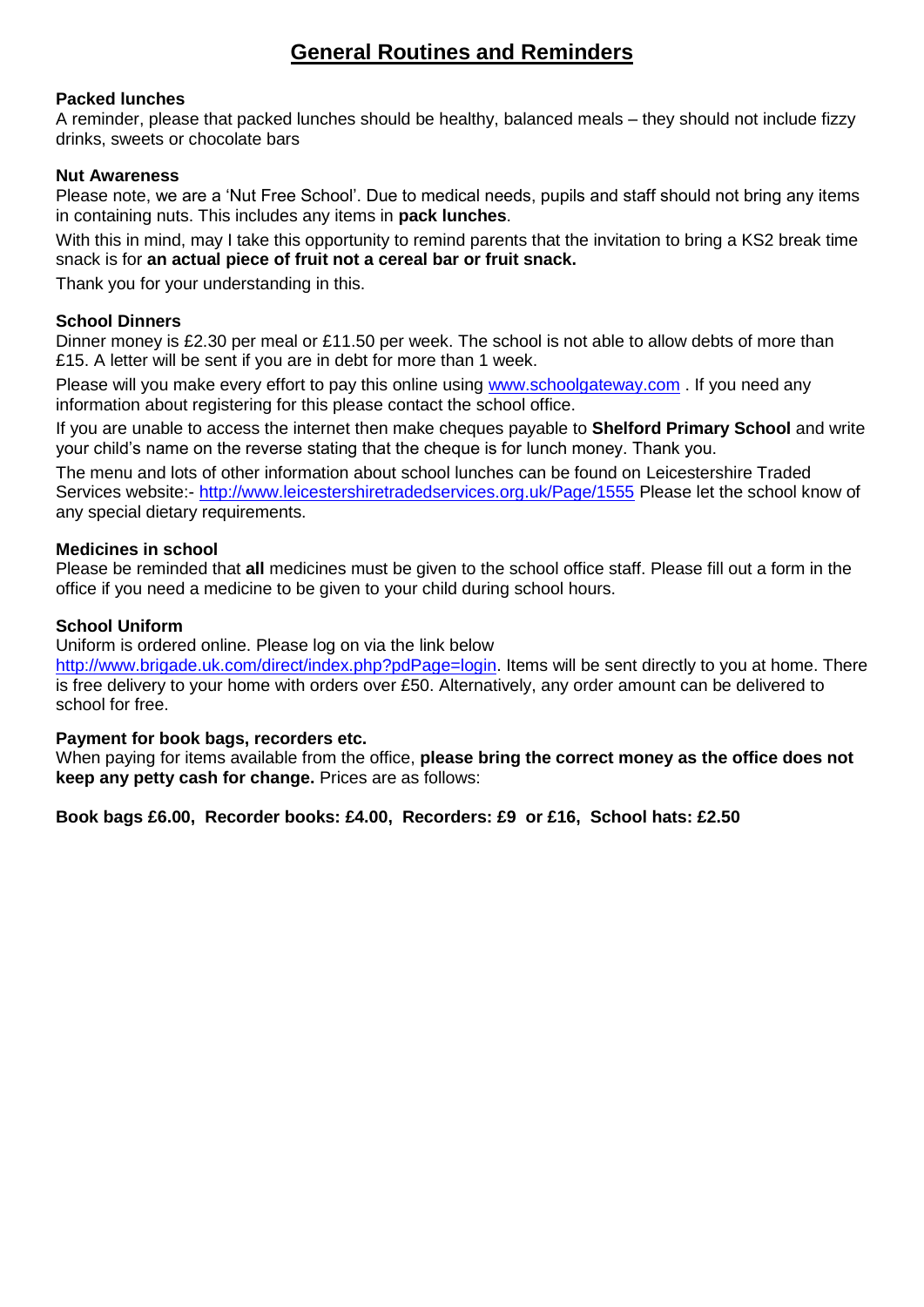# General Routines and Reminders

**Packed lunches**

A reminder, please that packed lunches should be healthy, balanced meals – they should not include fizzy drinks, sweets or chocolate bars

**Nut Awareness**

Please note, we are a 'Nut Free School'. Due to medical needs, pupils and staff should not bring any items in containing nuts. This includes any items in **pack lunches**.

With this in mind, may I take this opportunity to remind parents that the invitation to bring a KS2 break time snack is for **an actual piece of fruit not a cereal bar or fruit snack.**

Thank you for your understanding in this.

**School Dinners**

Dinner money is £2.30 per meal or £11.50 per week. The school is not able to allow debts of more than £15. A letter will be sent if you are in debt for more than 1 week.

Please will you make every effort to pay this online using [www.schoolgateway.com](www.schoolgateway.com) . If you need any information about registering for this please contact the school office.

If you are unable to access the internet then make cheques payable to **Shelford Primary School** and write your child's name on the reverse stating that the cheque is for lunch money. Thank you.

The menu and lots of other information about school lunches can be found on Leicestershire Traded Services website:- [http://www.leicestershiretradedservices.org.uk/Page/1555](http://www.leicestershiretradedservices.org.uk/Page/1555) Please let the school know of any special dietary requirements.

**Medicines in school**

Please be reminded that **all** medicines must be given to the school office staff. Please fill out a form in the office if you need a medicine to be given to your child during school hours.

**School Uniform**

Uniform is ordered online. Please log on via the link below [http://www.brigade.uk.com/direct/index.php?pdPage=login](http://www.brigade.uk.com/direct/index.php?pdPage=login). Items will be sent directly to you at home. There is free delivery to your home with orders over £50. Alternatively, any order amount can be delivered to school for free.

**Payment for book bags, recorders etc.**

When paying for items available from the office, **please bring the correct money as the office does not keep any petty cash for change.** Prices are as follows:

**Book bags £6.00, Recorder books: £4.00, Recorders: £9 or £16, School hats: £2.50**